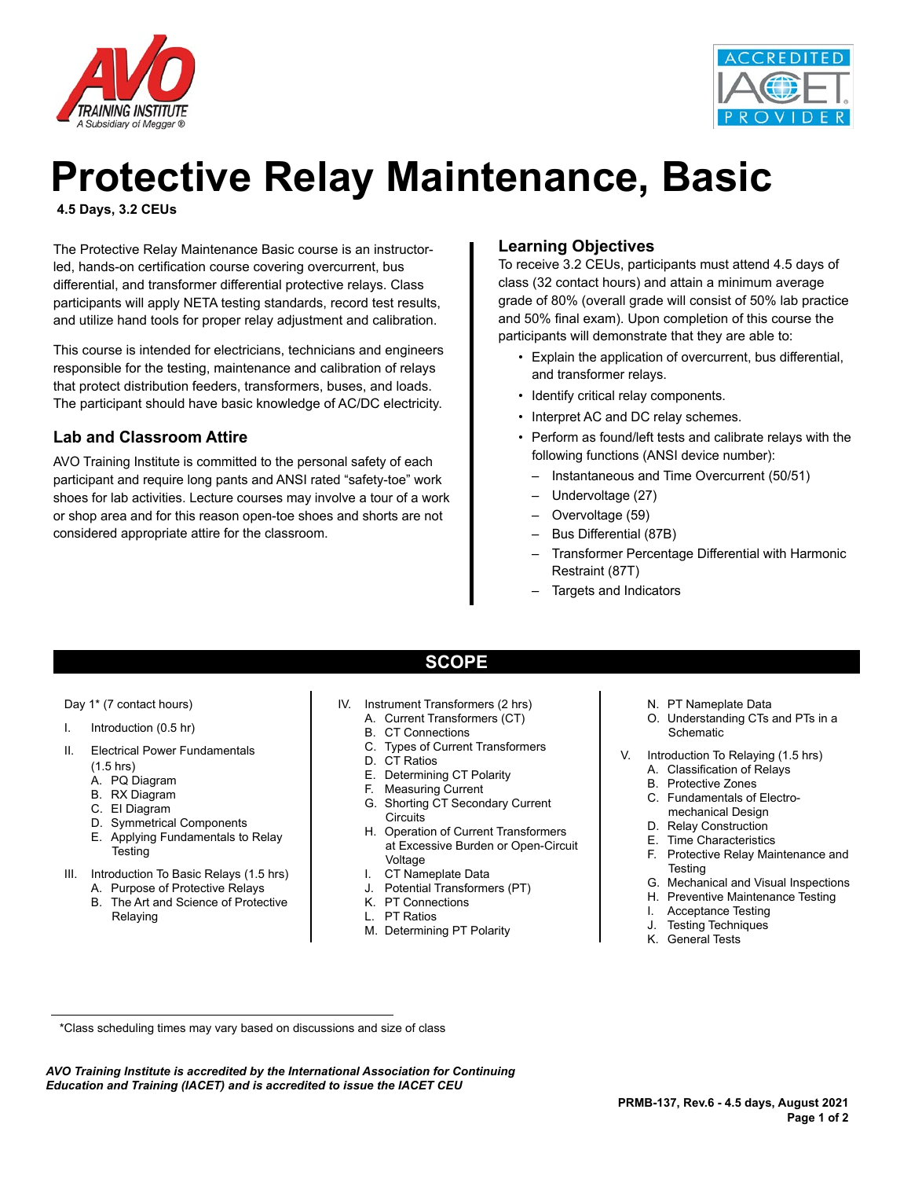# Protective Relay Maintenance, Basic

**4.5 Days, 3.2 CEUs**

The Protective Relay Maintenance Basic course is an instructor-led, hands-on certification course covering overcurrent, bus differential, and transformer differential protective relays. Class participants will apply NETA testing standards, record test results, and utilize hand tools for proper relay adjustment and calibration.

This course is intended for electricians, technicians and engineers responsible for the testing, maintenance and calibration of relays that protect distribution feeders, transformers, buses, and loads. The participant should have basic knowledge of AC/DC electricity.

## Lab and Classroom Attire

AVO Training Institute is committed to the personal safety of each participant and require long pants and ANSI rated "safety-toe" work shoes for lab activities. Lecture courses may involve a tour of a work or shop area and for this reason open-toe shoes and shorts are not considered appropriate attire for the classroom.

## Learning Objectives

To receive 3.2 CEUs, participants must attend 4.5 days of class (32 contact hours) and attain a minimum average grade of 80% (overall grade will consist of 50% lab practice and 50% final exam). Upon completion of this course the participants will demonstrate that they are able to:

- Explain the application of overcurrent, bus differential, and transformer relays.
- Identify critical relay components.
- Interpret AC and DC relay schemes.
- Perform as found/left tests and calibrate relays with the following functions (ANSI device number):
  - Instantaneous and Time Overcurrent (50/51)
  - Undervoltage (27)
  - Overvoltage (59)
  - Bus Differential (87B)
  - Transformer Percentage Differential with Harmonic Restraint (87T)
  - Targets and Indicators

## SCOPE

Day 1* (7 contact hours)

I. Introduction (0.5 hr)

II. Electrical Power Fundamentals (1.5 hrs)
   A. PQ Diagram
   B. RX Diagram
   C. EI Diagram
   D. Symmetrical Components
   E. Applying Fundamentals to Relay Testing

III. Introduction To Basic Relays (1.5 hrs)
   A. Purpose of Protective Relays
   B. The Art and Science of Protective Relaying

IV. Instrument Transformers (2 hrs)
   A. Current Transformers (CT)
   B. CT Connections
   C. Types of Current Transformers
   D. CT Ratios
   E. Determining CT Polarity
   F. Measuring Current
   G. Shorting CT Secondary Current Circuits
   H. Operation of Current Transformers at Excessive Burden or Open-Circuit Voltage
   I. CT Nameplate Data
   J. Potential Transformers (PT)
   K. PT Connections
   L. PT Ratios
   M. Determining PT Polarity
   N. PT Nameplate Data
   O. Understanding CTs and PTs in a Schematic

V. Introduction To Relaying (1.5 hrs)
   A. Classification of Relays
   B. Protective Zones
   C. Fundamentals of Electro-mechanical Design
   D. Relay Construction
   E. Time Characteristics
   F. Protective Relay Maintenance and Testing
   G. Mechanical and Visual Inspections
   H. Preventive Maintenance Testing
   I. Acceptance Testing
   J. Testing Techniques
   K. General Tests

*Class scheduling times may vary based on discussions and size of class

*AVO Training Institute is accredited by the International Association for Continuing Education and Training (IACET) and is accredited to issue the IACET CEU*

PRMB-137, Rev.6 - 4.5 days, August 2021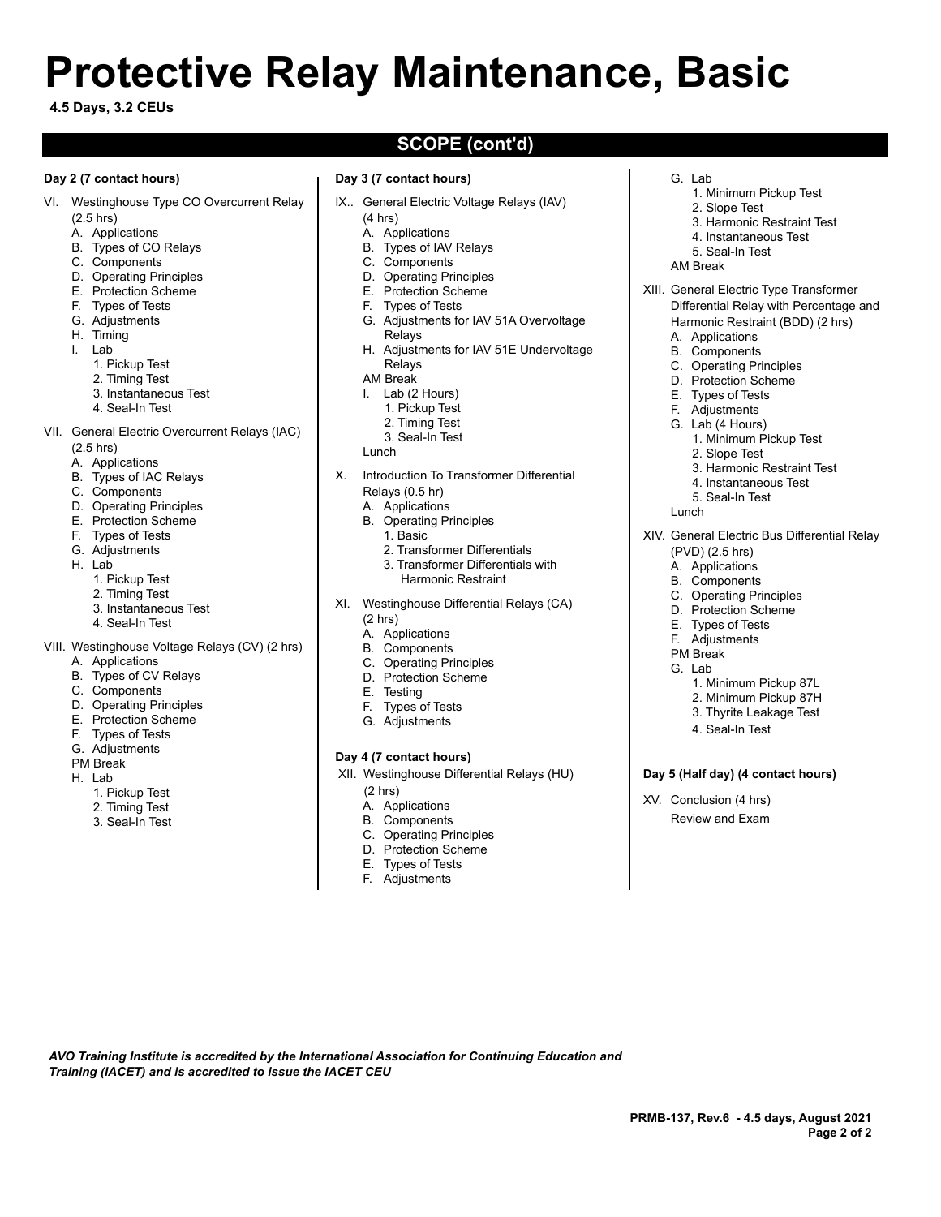# Protective Relay Maintenance, Basic

**4.5 Days, 3.2 CEUs**

## SCOPE (cont'd)

**Day 2 (7 contact hours)**

VI. Westinghouse Type CO Overcurrent Relay (2.5 hrs)
   - A. Applications
   - B. Types of CO Relays
   - C. Components
   - D. Operating Principles
   - E. Protection Scheme
   - F. Types of Tests
   - G. Adjustments
   - H. Timing
   - I. Lab
     1. Pickup Test
     2. Timing Test
     3. Instantaneous Test
     4. Seal-In Test

VII. General Electric Overcurrent Relays (IAC) (2.5 hrs)
   - A. Applications
   - B. Types of IAC Relays
   - C. Components
   - D. Operating Principles
   - E. Protection Scheme
   - F. Types of Tests
   - G. Adjustments
   - H. Lab
     1. Pickup Test
     2. Timing Test
     3. Instantaneous Test
     4. Seal-In Test

VIII. Westinghouse Voltage Relays (CV) (2 hrs)
   - A. Applications
   - B. Types of CV Relays
   - C. Components
   - D. Operating Principles
   - E. Protection Scheme
   - F. Types of Tests
   - G. Adjustments
   - PM Break
   - H. Lab
     1. Pickup Test
     2. Timing Test
     3. Seal-In Test

**Day 3 (7 contact hours)**

IX.. General Electric Voltage Relays (IAV) (4 hrs)
   - A. Applications
   - B. Types of IAV Relays
   - C. Components
   - D. Operating Principles
   - E. Protection Scheme
   - F. Types of Tests
   - G. Adjustments for IAV 51A Overvoltage Relays
   - H. Adjustments for IAV 51E Undervoltage Relays
   - AM Break
   - I. Lab (2 Hours)
     1. Pickup Test
     2. Timing Test
     3. Seal-In Test
   - Lunch

X. Introduction To Transformer Differential Relays (0.5 hr)
   - A. Applications
   - B. Operating Principles
     1. Basic
     2. Transformer Differentials
     3. Transformer Differentials with Harmonic Restraint

XI. Westinghouse Differential Relays (CA) (2 hrs)
   - A. Applications
   - B. Components
   - C. Operating Principles
   - D. Protection Scheme
   - E. Testing
   - F. Types of Tests
   - G. Adjustments

**Day 4 (7 contact hours)**

XII. Westinghouse Differential Relays (HU) (2 hrs)
   - A. Applications
   - B. Components
   - C. Operating Principles
   - D. Protection Scheme
   - E. Types of Tests
   - F. Adjustments
   - G. Lab
     1. Minimum Pickup Test
     2. Slope Test
     3. Harmonic Restraint Test
     4. Instantaneous Test
     5. Seal-In Test
   - AM Break

XIII. General Electric Type Transformer Differential Relay with Percentage and Harmonic Restraint (BDD) (2 hrs)
   - A. Applications
   - B. Components
   - C. Operating Principles
   - D. Protection Scheme
   - E. Types of Tests
   - F. Adjustments
   - G. Lab (4 Hours)
     1. Minimum Pickup Test
     2. Slope Test
     3. Harmonic Restraint Test
     4. Instantaneous Test
     5. Seal-In Test
   - Lunch

XIV. General Electric Bus Differential Relay (PVD) (2.5 hrs)
   - A. Applications
   - B. Components
   - C. Operating Principles
   - D. Protection Scheme
   - E. Types of Tests
   - F. Adjustments
   - PM Break
   - G. Lab
     1. Minimum Pickup 87L
     2. Minimum Pickup 87H
     3. Thyrite Leakage Test
     4. Seal-In Test

**Day 5 (Half day) (4 contact hours)**

XV. Conclusion (4 hrs)
   - Review and Exam

*AVO Training Institute is accredited by the International Association for Continuing Education and Training (IACET) and is accredited to issue the IACET CEU*

**PRMB-137, Rev.6 - 4.5 days, August 2021**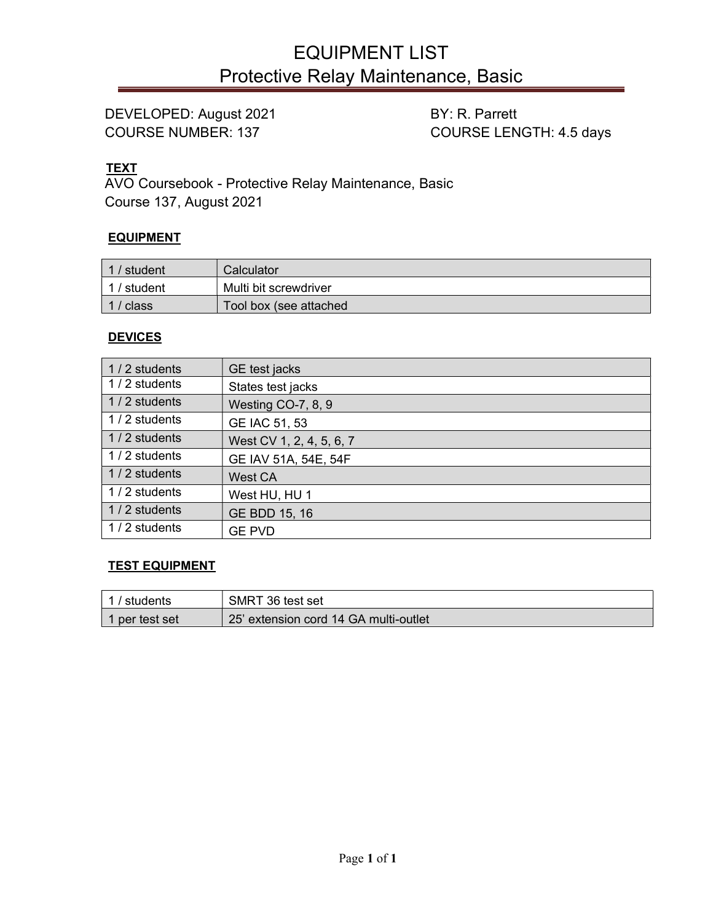# EQUIPMENT LIST
## Protective Relay Maintenance, Basic

DEVELOPED: August 2021
BY: R. Parrett
COURSE NUMBER: 137
COURSE LENGTH: 4.5 days

**TEXT**

AVO Coursebook - Protective Relay Maintenance, Basic
Course 137, August 2021

**EQUIPMENT**

| | |
|---|---|
| 1 / student | Calculator |
| 1 / student | Multi bit screwdriver |
| 1 / class | Tool box (see attached |

**DEVICES**

| | |
|---|---|
| 1 / 2 students | GE test jacks |
| 1 / 2 students | States test jacks |
| 1 / 2 students | Westing CO-7, 8, 9 |
| 1 / 2 students | GE IAC 51, 53 |
| 1 / 2 students | West CV 1, 2, 4, 5, 6, 7 |
| 1 / 2 students | GE IAV 51A, 54E, 54F |
| 1 / 2 students | West CA |
| 1 / 2 students | West HU, HU 1 |
| 1 / 2 students | GE BDD 15, 16 |
| 1 / 2 students | GE PVD |

**TEST EQUIPMENT**

| | |
|---|---|
| 1 / students | SMRT 36 test set |
| 1 per test set | 25' extension cord 14 GA multi-outlet |